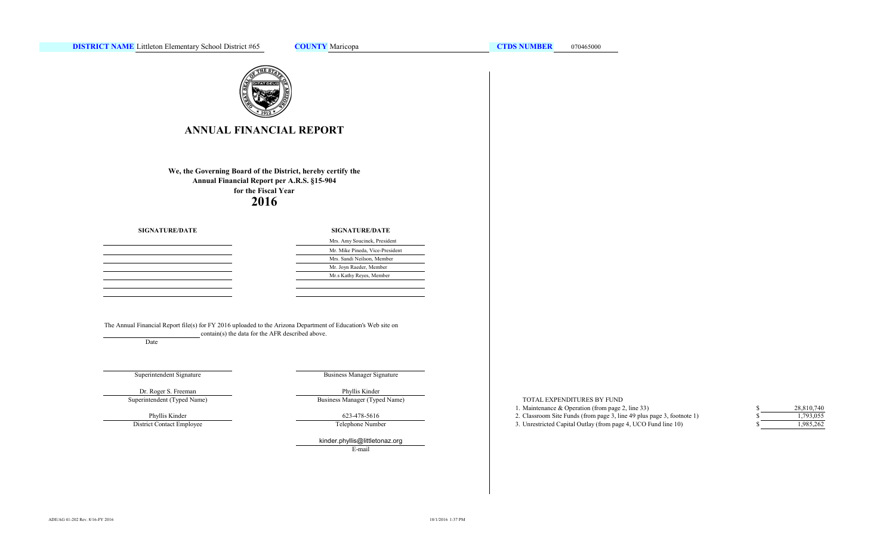**DISTRICT NAME** Littleton Elementary School District #65 **COUNTY** Maricopa **CTDS NUMBER** 070465000

# ANNUAL FINANCIAL REPORT

**We, the Governing Board of the District, hereby certify the Annual Financial Report per A.R.S. §15-904 for the Fiscal Year**

**2016**

| SIGNATURE/DATE | SIGNATURE/DATE |
|---|---|
| | Mrs. Amy Soucinek, President |
| | Mr. Mike Pineda, Vice-President |
| | Mrs. Sandi Neilson, Member |
| | Mr. Joyn Raeder, Member |
| | Mr.s Kathy Reyes, Member |
| | |
| | |

The Annual Financial Report file(s) for FY 2016 uploaded to the Arizona Department of Education's Web site on \_\_\_\_\_\_\_\_\_\_\_\_ contain(s) the data for the AFR described above.

Date

| | |
|---|---|
| Superintendent Signature | Business Manager Signature |
| Dr. Roger S. Freeman | Phyllis Kinder |
| Superintendent (Typed Name) | Business Manager (Typed Name) |
| Phyllis Kinder | 623-478-5616 |
| District Contact Employee | Telephone Number |
| | kinder.phyllis@littletonaz.org |
| | E-mail |

TOTAL EXPENDITURES BY FUND

| | | |
|---|---|---|
| 1. Maintenance & Operation (from page 2, line 33) | $ | 28,810,740 |
| 2. Classroom Site Funds (from page 3, line 49 plus page 3, footnote 1) | $ | 1,793,055 |
| 3. Unrestricted Capital Outlay (from page 4, UCO Fund line 10) | $ | 1,985,262 |

ADE/AG 41-202 Rev. 8/16-FY 2016

10/1/2016 1:37 PM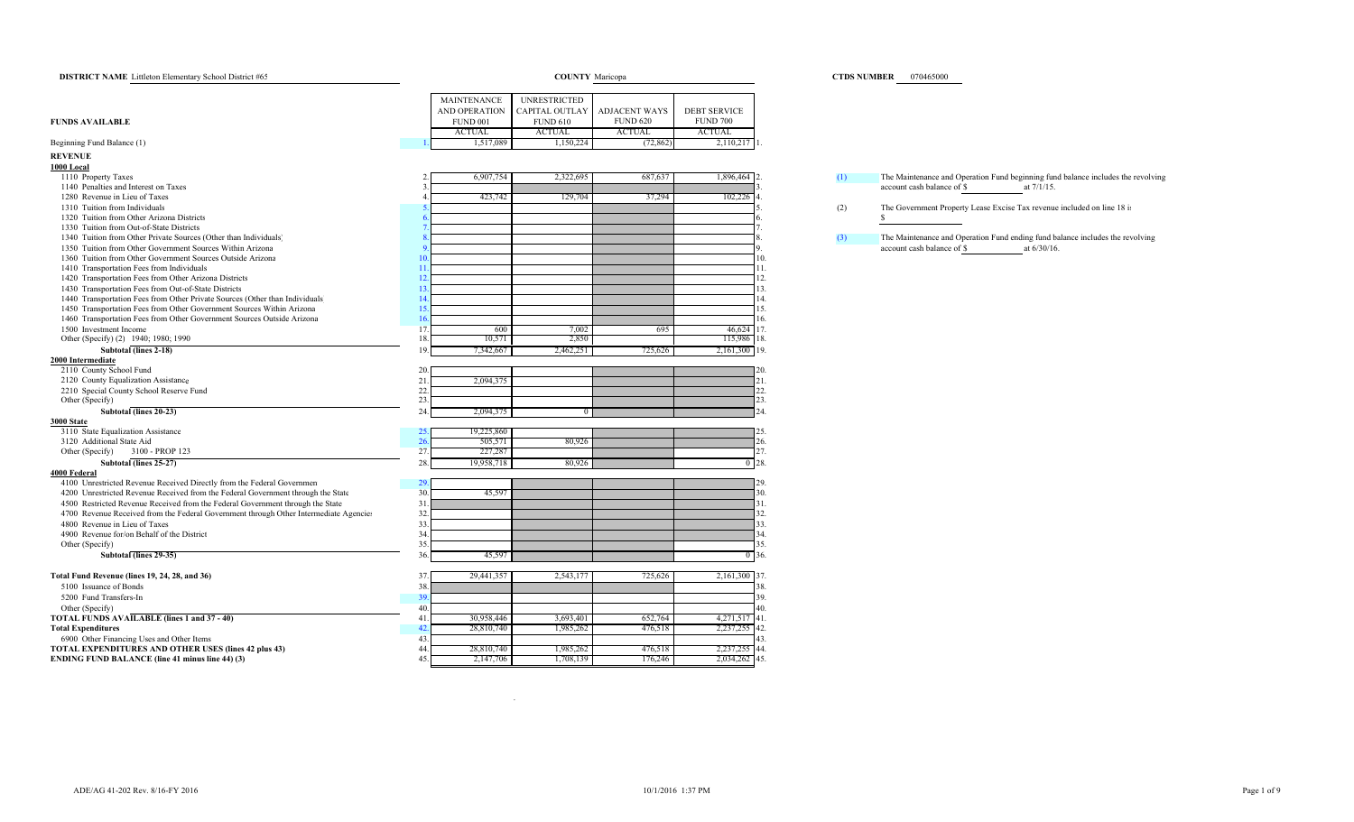**DISTRICT NAME** Littleton Elementary School District #65 **COUNTY** Maricopa **CTDS NUMBER** 070465000

| FUNDS AVAILABLE | Line | MAINTENANCE AND OPERATION FUND 001 ACTUAL | UNRESTRICTED CAPITAL OUTLAY FUND 610 ACTUAL | ADJACENT WAYS FUND 620 ACTUAL | DEBT SERVICE FUND 700 ACTUAL | Line |
|---|---|---|---|---|---|---|
| Beginning Fund Balance (1) | 1. | 1,517,089 | 1,150,224 | (72,862) | 2,110,217 | 1. |
| **REVENUE** | | | | | | |
| **1000 Local** | | | | | | |
| 1110 Property Taxes | 2. | 6,907,754 | 2,322,695 | 687,637 | 1,896,464 | 2. |
| 1140 Penalties and Interest on Taxes | 3. | | | | | 3. |
| 1280 Revenue in Lieu of Taxes | 4. | 423,742 | 129,704 | 37,294 | 102,226 | 4. |
| 1310 Tuition from Individuals | 5. | | | | | 5. |
| 1320 Tuition from Other Arizona Districts | 6. | | | | | 6. |
| 1330 Tuition from Out-of-State Districts | 7. | | | | | 7. |
| 1340 Tuition from Other Private Sources (Other than Individuals) | 8. | | | | | 8. |
| 1350 Tuition from Other Government Sources Within Arizona | 9. | | | | | 9. |
| 1360 Tuition from Other Government Sources Outside Arizona | 10. | | | | | 10. |
| 1410 Transportation Fees from Individuals | 11. | | | | | 11. |
| 1420 Transportation Fees from Other Arizona Districts | 12. | | | | | 12. |
| 1430 Transportation Fees from Out-of-State Districts | 13. | | | | | 13. |
| 1440 Transportation Fees from Other Private Sources (Other than Individuals) | 14. | | | | | 14. |
| 1450 Transportation Fees from Other Government Sources Within Arizona | 15. | | | | | 15. |
| 1460 Transportation Fees from Other Government Sources Outside Arizona | 16. | | | | | 16. |
| 1500 Investment Income | 17. | 600 | 7,002 | 695 | 46,624 | 17. |
| Other (Specify) (2) 1940; 1980; 1990 | 18. | 10,571 | 2,850 | | 115,986 | 18. |
| **Subtotal (lines 2-18)** | 19. | 7,342,667 | 2,462,251 | 725,626 | 2,161,300 | 19. |
| **2000 Intermediate** | | | | | | |
| 2110 County School Fund | 20. | | | | | 20. |
| 2120 County Equalization Assistance | 21. | 2,094,375 | | | | 21. |
| 2210 Special County School Reserve Fund | 22. | | | | | 22. |
| Other (Specify) | 23. | | | | | 23. |
| **Subtotal (lines 20-23)** | 24. | 2,094,375 | 0 | | | 24. |
| **3000 State** | | | | | | |
| 3110 State Equalization Assistance | 25. | 19,225,860 | | | | 25. |
| 3120 Additional State Aid | 26. | 505,571 | 80,926 | | | 26. |
| Other (Specify) 3100 - PROP 123 | 27. | 227,287 | | | | 27. |
| **Subtotal (lines 25-27)** | 28. | 19,958,718 | 80,926 | | 0 | 28. |
| **4000 Federal** | | | | | | |
| 4100 Unrestricted Revenue Received Directly from the Federal Government | 29. | | | | | 29. |
| 4200 Unrestricted Revenue Received from the Federal Government through the State | 30. | 45,597 | | | | 30. |
| 4500 Restricted Revenue Received from the Federal Government through the State | 31. | | | | | 31. |
| 4700 Revenue Received from the Federal Government through Other Intermediate Agencies | 32. | | | | | 32. |
| 4800 Revenue in Lieu of Taxes | 33. | | | | | 33. |
| 4900 Revenue for/on Behalf of the District | 34. | | | | | 34. |
| Other (Specify) | 35. | | | | | 35. |
| **Subtotal (lines 29-35)** | 36. | 45,597 | | | 0 | 36. |
| **Total Fund Revenue (lines 19, 24, 28, and 36)** | 37. | 29,441,357 | 2,543,177 | 725,626 | 2,161,300 | 37. |
| 5100 Issuance of Bonds | 38. | | | | | 38. |
| 5200 Fund Transfers-In | 39. | | | | | 39. |
| Other (Specify) | 40. | | | | | 40. |
| **TOTAL FUNDS AVAILABLE (lines 1 and 37 - 40)** | 41. | 30,958,446 | 3,693,401 | 652,764 | 4,271,517 | 41. |
| **Total Expenditures** | 42. | 28,810,740 | 1,985,262 | 476,518 | 2,237,255 | 42. |
| 6900 Other Financing Uses and Other Items | 43. | | | | | 43. |
| **TOTAL EXPENDITURES AND OTHER USES (lines 42 plus 43)** | 44. | 28,810,740 | 1,985,262 | 476,518 | 2,237,255 | 44. |
| **ENDING FUND BALANCE (line 41 minus line 44) (3)** | 45. | 2,147,706 | 1,708,139 | 176,246 | 2,034,262 | 45. |

(1) The Maintenance and Operation Fund beginning fund balance includes the revolving account cash balance of $ ______ at 7/1/15.

(2) The Government Property Lease Excise Tax revenue included on line 18 is $ ______

(3) The Maintenance and Operation Fund ending fund balance includes the revolving account cash balance of $ ______ at 6/30/16.

ADE/AG 41-202 Rev. 8/16-FY 2016 10/1/2016 1:37 PM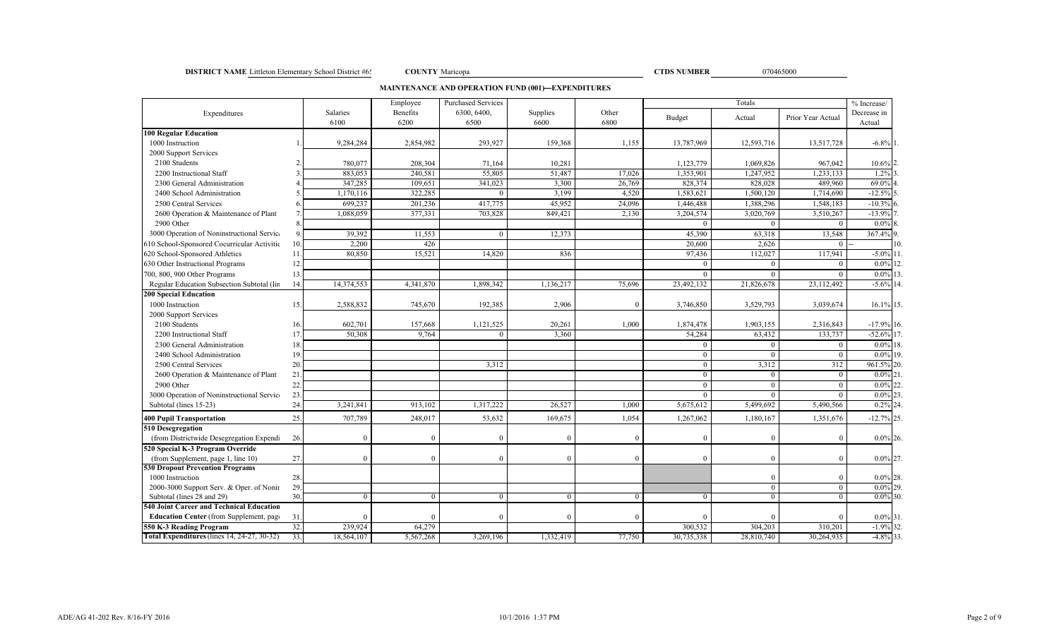**DISTRICT NAME** Littleton Elementary School District #65 **COUNTY** Maricopa **CTDS NUMBER** 070465000

## MAINTENANCE AND OPERATION FUND (001)—EXPENDITURES

| Expenditures | | Salaries 6100 | Employee Benefits 6200 | Purchased Services 6300, 6400, 6500 | Supplies 6600 | Other 6800 | Totals Budget | Totals Actual | Totals Prior Year Actual | % Increase/ Decrease in Actual | |
|---|---|---|---|---|---|---|---|---|---|---|---|
| **100 Regular Education** | | | | | | | | | | | |
| 1000 Instruction | 1. | 9,284,284 | 2,854,982 | 293,927 | 159,368 | 1,155 | 13,787,969 | 12,593,716 | 13,517,728 | -6.8% | 1. |
| 2000 Support Services | | | | | | | | | | | |
| 2100 Students | 2. | 780,077 | 208,304 | 71,164 | 10,281 | | 1,123,779 | 1,069,826 | 967,042 | 10.6% | 2. |
| 2200 Instructional Staff | 3. | 883,053 | 240,581 | 55,805 | 51,487 | 17,026 | 1,353,901 | 1,247,952 | 1,233,133 | 1.2% | 3. |
| 2300 General Administration | 4. | 347,285 | 109,651 | 341,023 | 3,300 | 26,769 | 828,374 | 828,028 | 489,960 | 69.0% | 4. |
| 2400 School Administration | 5. | 1,170,116 | 322,285 | 0 | 3,199 | 4,520 | 1,583,621 | 1,500,120 | 1,714,690 | -12.5% | 5. |
| 2500 Central Services | 6. | 699,237 | 201,236 | 417,775 | 45,952 | 24,096 | 1,446,488 | 1,388,296 | 1,548,183 | -10.3% | 6. |
| 2600 Operation & Maintenance of Plant | 7. | 1,088,059 | 377,331 | 703,828 | 849,421 | 2,130 | 3,204,574 | 3,020,769 | 3,510,267 | -13.9% | 7. |
| 2900 Other | 8. | | | | | | 0 | 0 | 0 | 0.0% | 8. |
| 3000 Operation of Noninstructional Services | 9. | 39,392 | 11,553 | 0 | 12,373 | | 45,390 | 63,318 | 13,548 | 367.4% | 9. |
| 610 School-Sponsored Cocurricular Activities | 10. | 2,200 | 426 | | | | 20,600 | 2,626 | 0 | -- | 10. |
| 620 School-Sponsored Athletics | 11. | 80,850 | 15,521 | 14,820 | 836 | | 97,436 | 112,027 | 117,941 | -5.0% | 11. |
| 630 Other Instructional Programs | 12. | | | | | | 0 | 0 | 0 | 0.0% | 12. |
| 700, 800, 900 Other Programs | 13. | | | | | | 0 | 0 | 0 | 0.0% | 13. |
| Regular Education Subsection Subtotal (lines 1-13) | 14. | 14,374,553 | 4,341,870 | 1,898,342 | 1,136,217 | 75,696 | 23,492,132 | 21,826,678 | 23,112,492 | -5.6% | 14. |
| **200 Special Education** | | | | | | | | | | | |
| 1000 Instruction | 15. | 2,588,832 | 745,670 | 192,385 | 2,906 | 0 | 3,746,850 | 3,529,793 | 3,039,674 | 16.1% | 15. |
| 2000 Support Services | | | | | | | | | | | |
| 2100 Students | 16. | 602,701 | 157,668 | 1,121,525 | 20,261 | 1,000 | 1,874,478 | 1,903,155 | 2,316,843 | -17.9% | 16. |
| 2200 Instructional Staff | 17. | 50,308 | 9,764 | 0 | 3,360 | | 54,284 | 63,432 | 133,737 | -52.6% | 17. |
| 2300 General Administration | 18. | | | | | | 0 | 0 | 0 | 0.0% | 18. |
| 2400 School Administration | 19. | | | | | | 0 | 0 | 0 | 0.0% | 19. |
| 2500 Central Services | 20. | | | 3,312 | | | 0 | 3,312 | 312 | 961.5% | 20. |
| 2600 Operation & Maintenance of Plant | 21. | | | | | | 0 | 0 | 0 | 0.0% | 21. |
| 2900 Other | 22. | | | | | | 0 | 0 | 0 | 0.0% | 22. |
| 3000 Operation of Noninstructional Services | 23. | | | | | | 0 | 0 | 0 | 0.0% | 23. |
| Subtotal (lines 15-23) | 24. | 3,241,841 | 913,102 | 1,317,222 | 26,527 | 1,000 | 5,675,612 | 5,499,692 | 5,490,566 | 0.2% | 24. |
| **400 Pupil Transportation** | 25. | 707,789 | 248,017 | 53,632 | 169,675 | 1,054 | 1,267,062 | 1,180,167 | 1,351,676 | -12.7% | 25. |
| **510 Desegregation** | | | | | | | | | | | |
| (from Districtwide Desegregation Expenditures) | 26. | 0 | 0 | 0 | 0 | 0 | 0 | 0 | 0 | 0.0% | 26. |
| **520 Special K-3 Program Override** | | | | | | | | | | | |
| (from Supplement, page 1, line 10) | 27. | 0 | 0 | 0 | 0 | 0 | 0 | 0 | 0 | 0.0% | 27. |
| **530 Dropout Prevention Programs** | | | | | | | | | | | |
| 1000 Instruction | 28. | | | | | | | 0 | 0 | 0.0% | 28. |
| 2000-3000 Support Serv. & Oper. of Noninstructional | 29. | | | | | | | 0 | 0 | 0.0% | 29. |
| Subtotal (lines 28 and 29) | 30. | 0 | 0 | 0 | 0 | 0 | 0 | 0 | 0 | 0.0% | 30. |
| **540 Joint Career and Technical Education** | | | | | | | | | | | |
| **Education Center** (from Supplement, page | 31. | 0 | 0 | 0 | 0 | 0 | 0 | 0 | 0 | 0.0% | 31. |
| **550 K-3 Reading Program** | 32. | 239,924 | 64,279 | | | | 300,532 | 304,203 | 310,201 | -1.9% | 32. |
| **Total Expenditures** (lines 14, 24-27, 30-32) | 33. | 18,564,107 | 5,567,268 | 3,269,196 | 1,332,419 | 77,750 | 30,735,338 | 28,810,740 | 30,264,935 | -4.8% | 33. |

ADE/AG 41-202 Rev. 8/16-FY 2016 10/1/2016 1:37 PM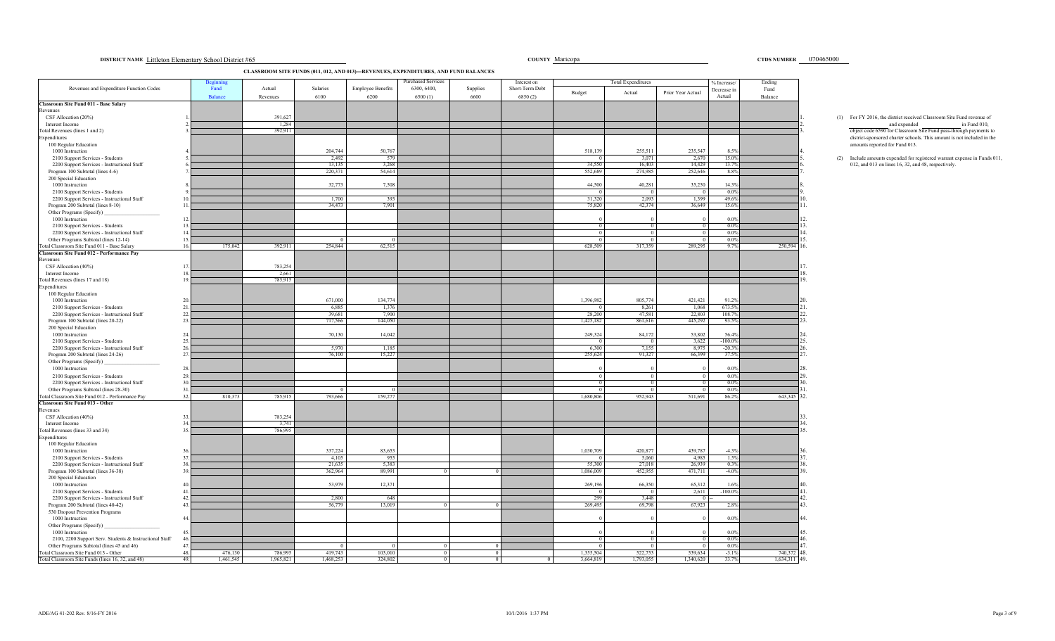**DISTRICT NAME** Littleton Elementary School District #65 **COUNTY** Maricopa **CTDS NUMBER** 070465000

## CLASSROOM SITE FUNDS (011, 012, AND 013)—REVENUES, EXPENDITURES, AND FUND BALANCES

| Revenues and Expenditure Function Codes | | Beginning Fund Balance | Actual Revenues | Salaries 6100 | Employee Benefits 6200 | Purchased Services 6300, 6400, 6500 (1) | Supplies 6600 | Interest on Short-Term Debt 6850 (2) | Total Expenditures Budget | Total Expenditures Actual | Total Expenditures Prior Year Actual | % Increase/ Decrease in Actual | Ending Fund Balance | |
|---|---|---|---|---|---|---|---|---|---|---|---|---|---|---|
| **Classroom Site Fund 011 - Base Salary** | | | | | | | | | | | | | | |
| Revenues | | | | | | | | | | | | | | |
| CSF Allocation (20%) | 1. | | 391,627 | | | | | | | | | | | 1. |
| Interest Income | 2. | | 1,284 | | | | | | | | | | | 2. |
| Total Revenues (lines 1 and 2) | 3. | | 392,911 | | | | | | | | | | | 3. |
| Expenditures | | | | | | | | | | | | | | |
| 100 Regular Education | | | | | | | | | | | | | | |
| 1000 Instruction | 4. | | | 204,744 | 50,767 | | | | 518,139 | 255,511 | 235,547 | 8.5% | | 4. |
| 2100 Support Services - Students | 5. | | | 2,492 | 579 | | | | 0 | 3,071 | 2,670 | 15.0% | | 5. |
| 2200 Support Services - Instructional Staff | 6. | | | 13,135 | 3,268 | | | | 34,550 | 16,403 | 14,429 | 13.7% | | 6. |
| Program 100 Subtotal (lines 4-6) | 7. | | | 220,371 | 54,614 | | | | 552,689 | 274,985 | 252,646 | 8.8% | | 7. |
| 200 Special Education | | | | | | | | | | | | | | |
| 1000 Instruction | 8. | | | 32,773 | 7,508 | | | | 44,500 | 40,281 | 35,250 | 14.3% | | 8. |
| 2100 Support Services - Students | 9. | | | | | | | | 0 | 0 | 0 | 0.0% | | 9. |
| 2200 Support Services - Instructional Staff | 10. | | | 1,700 | 393 | | | | 31,320 | 2,093 | 1,399 | 49.6% | | 10. |
| Program 200 Subtotal (lines 8-10) | 11. | | | 34,473 | 7,901 | | | | 75,820 | 42,374 | 36,649 | 15.6% | | 11. |
| Other Programs (Specify) ___ | | | | | | | | | | | | | | |
| 1000 Instruction | 12. | | | | | | | | 0 | 0 | 0 | 0.0% | | 12. |
| 2100 Support Services - Students | 13. | | | | | | | | 0 | 0 | 0 | 0.0% | | 13. |
| 2200 Support Services - Instructional Staff | 14. | | | | | | | | 0 | 0 | 0 | 0.0% | | 14. |
| Other Programs Subtotal (lines 12-14) | 15. | | | 0 | 0 | | | | 0 | 0 | 0 | 0.0% | | 15. |
| Total Classroom Site Fund 011 - Base Salary | 16. | 175,042 | 392,911 | 254,844 | 62,515 | | | | 628,509 | 317,359 | 289,295 | 9.7% | 250,594 | 16. |
| **Classroom Site Fund 012 - Performance Pay** | | | | | | | | | | | | | | |
| Revenues | | | | | | | | | | | | | | |
| CSF Allocation (40%) | 17. | | 783,254 | | | | | | | | | | | 17. |
| Interest Income | 18. | | 2,661 | | | | | | | | | | | 18. |
| Total Revenues (lines 17 and 18) | 19. | | 785,915 | | | | | | | | | | | 19. |
| Expenditures | | | | | | | | | | | | | | |
| 100 Regular Education | | | | | | | | | | | | | | |
| 1000 Instruction | 20. | | | 671,000 | 134,774 | | | | 1,396,982 | 805,774 | 421,421 | 91.2% | | 20. |
| 2100 Support Services - Students | 21. | | | 6,885 | 1,376 | | | | 0 | 8,261 | 1,068 | 673.5% | | 21. |
| 2200 Support Services - Instructional Staff | 22. | | | 39,681 | 7,900 | | | | 28,200 | 47,581 | 22,803 | 108.7% | | 22. |
| Program 100 Subtotal (lines 20-22) | 23. | | | 717,566 | 144,050 | | | | 1,425,182 | 861,616 | 445,292 | 93.5% | | 23. |
| 200 Special Education | | | | | | | | | | | | | | |
| 1000 Instruction | 24. | | | 70,130 | 14,042 | | | | 249,324 | 84,172 | 53,802 | 56.4% | | 24. |
| 2100 Support Services - Students | 25. | | | | | | | | 0 | 0 | 3,622 | -100.0% | | 25. |
| 2200 Support Services - Instructional Staff | 26. | | | 5,970 | 1,185 | | | | 6,300 | 7,155 | 8,975 | -20.3% | | 26. |
| Program 200 Subtotal (lines 24-26) | 27. | | | 76,100 | 15,227 | | | | 255,624 | 91,327 | 66,399 | 37.5% | | 27. |
| Other Programs (Specify) ___ | | | | | | | | | | | | | | |
| 1000 Instruction | 28. | | | | | | | | 0 | 0 | 0 | 0.0% | | 28. |
| 2100 Support Services - Students | 29. | | | | | | | | 0 | 0 | 0 | 0.0% | | 29. |
| 2200 Support Services - Instructional Staff | 30. | | | | | | | | 0 | 0 | 0 | 0.0% | | 30. |
| Other Programs Subtotal (lines 28-30) | 31. | | | 0 | 0 | | | | 0 | 0 | 0 | 0.0% | | 31. |
| Total Classroom Site Fund 012 - Performance Pay | 32. | 810,373 | 785,915 | 793,666 | 159,277 | | | | 1,680,806 | 952,943 | 511,691 | 86.2% | 643,345 | 32. |
| **Classroom Site Fund 013 - Other** | | | | | | | | | | | | | | |
| Revenues | | | | | | | | | | | | | | |
| CSF Allocation (40%) | 33. | | 783,254 | | | | | | | | | | | 33. |
| Interest Income | 34. | | 3,741 | | | | | | | | | | | 34. |
| Total Revenues (lines 33 and 34) | 35. | | 786,995 | | | | | | | | | | | 35. |
| Expenditures | | | | | | | | | | | | | | |
| 100 Regular Education | | | | | | | | | | | | | | |
| 1000 Instruction | 36. | | | 337,224 | 83,653 | | | | 1,030,709 | 420,877 | 439,787 | -4.3% | | 36. |
| 2100 Support Services - Students | 37. | | | 4,105 | 955 | | | | 0 | 5,060 | 4,985 | 1.5% | | 37. |
| 2200 Support Services - Instructional Staff | 38. | | | 21,635 | 5,383 | | | | 55,300 | 27,018 | 26,939 | 0.3% | | 38. |
| Program 100 Subtotal (lines 36-38) | 39. | | | 362,964 | 89,991 | 0 | 0 | | 1,086,009 | 452,955 | 471,711 | -4.0% | | 39. |
| 200 Special Education | | | | | | | | | | | | | | |
| 1000 Instruction | 40. | | | 53,979 | 12,371 | | | | 269,196 | 66,350 | 65,312 | 1.6% | | 40. |
| 2100 Support Services - Students | 41. | | | | | | | | 0 | 0 | 2,611 | -100.0% | | 41. |
| 2200 Support Services - Instructional Staff | 42. | | | 2,800 | 648 | | | | 299 | 3,448 | 0 | -- | | 42. |
| Program 200 Subtotal (lines 40-42) | 43. | | | 56,779 | 13,019 | 0 | 0 | | 269,495 | 69,798 | 67,923 | 2.8% | | 43. |
| 530 Dropout Prevention Programs | | | | | | | | | | | | | | |
| 1000 Instruction | 44. | | | | | | | | 0 | 0 | 0 | 0.0% | | 44. |
| Other Programs (Specify) ___ | | | | | | | | | | | | | | |
| 1000 Instruction | 45. | | | | | | | | 0 | 0 | 0 | 0.0% | | 45. |
| 2100, 2200 Support Serv. Students & Instructional Staff | 46. | | | | | | | | 0 | 0 | 0 | 0.0% | | 46. |
| Other Programs Subtotal (lines 45 and 46) | 47. | | | 0 | 0 | 0 | 0 | | 0 | 0 | 0 | 0.0% | | 47. |
| Total Classroom Site Fund 013 - Other | 48. | 476,130 | 786,995 | 419,743 | 103,010 | 0 | 0 | | 1,355,504 | 522,753 | 539,634 | -3.1% | 740,372 | 48. |
| Total Classroom Site Funds (lines 16, 32, and 48) | 49. | 1,461,545 | 1,965,821 | 1,468,253 | 324,802 | 0 | 0 | 0 | 3,664,819 | 1,793,055 | 1,340,620 | 33.7% | 1,634,311 | 49. |

(1) For FY 2016, the district received Classroom Site Fund revenue of ___ and expended ___ in Fund 010, object code 6590 for Classroom Site Fund pass-through payments to district-sponsored charter schools. This amount is not included in the amounts reported for Fund 013.

(2) Include amounts expended for registered warrant expense in Funds 011, 012, and 013 on lines 16, 32, and 48, respectively.

ADE/AG 41-202 Rev. 8/16-FY 2016 10/1/2016 1:37 PM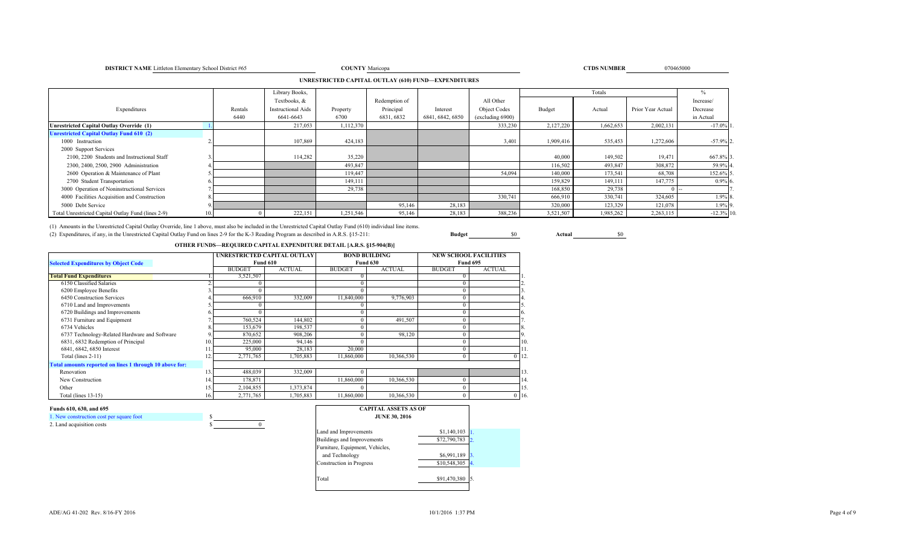**DISTRICT NAME** Littleton Elementary School District #65 **COUNTY** Maricopa **CTDS NUMBER** 070465000

## UNRESTRICTED CAPITAL OUTLAY (610) FUND—EXPENDITURES

| Expenditures | | Rentals 6440 | Library Books, Textbooks, & Instructional Aids 6641-6643 | Property 6700 | Redemption of Principal 6831, 6832 | Interest 6841, 6842, 6850 | All Other Object Codes (excluding 6900) | Totals Budget | Totals Actual | Totals Prior Year Actual | % Increase/ Decrease in Actual | |
|---|---|---|---|---|---|---|---|---|---|---|---|---|
| **Unrestricted Capital Outlay Override (1)** | 1. | | 217,053 | 1,112,370 | | | 333,230 | 2,127,220 | 1,662,653 | 2,002,131 | -17.0% | 1. |
| **Unrestricted Capital Outlay Fund 610 (2)** | | | | | | | | | | | | |
| 1000 Instruction | 2. | | 107,869 | 424,183 | | | 3,401 | 1,909,416 | 535,453 | 1,272,606 | -57.9% | 2. |
| 2000 Support Services | | | | | | | | | | | | |
| 2100, 2200 Students and Instructional Staff | 3. | | 114,282 | 35,220 | | | | 40,000 | 149,502 | 19,471 | 667.8% | 3. |
| 2300, 2400, 2500, 2900 Administration | 4. | | | 493,847 | | | | 116,502 | 493,847 | 308,872 | 59.9% | 4. |
| 2600 Operation & Maintenance of Plant | 5. | | | 119,447 | | | 54,094 | 140,000 | 173,541 | 68,708 | 152.6% | 5. |
| 2700 Student Transportation | 6. | | | 149,111 | | | | 159,829 | 149,111 | 147,775 | 0.9% | 6. |
| 3000 Operation of Noninstructional Services | 7. | | | 29,738 | | | | 168,850 | 29,738 | 0 | -- | 7. |
| 4000 Facilities Acquisition and Construction | 8. | | | | | | 330,741 | 666,910 | 330,741 | 324,605 | 1.9% | 8. |
| 5000 Debt Service | 9. | | | | 95,146 | 28,183 | | 320,000 | 123,329 | 121,078 | 1.9% | 9. |
| Total Unrestricted Capital Outlay Fund (lines 2-9) | 10. | 0 | 222,151 | 1,251,546 | 95,146 | 28,183 | 388,236 | 3,521,507 | 1,985,262 | 2,263,115 | -12.3% | 10. |

(1) Amounts in the Unrestricted Capital Outlay Override, line 1 above, must also be included in the Unrestricted Capital Outlay Fund (610) individual line items.

(2) Expenditures, if any, in the Unrestricted Capital Outlay Fund on lines 2-9 for the K-3 Reading Program as described in A.R.S. §15-211: **Budget** $0 **Actual** $0

## OTHER FUNDS—REQUIRED CAPITAL EXPENDITURE DETAIL [A.R.S. §15-904(B)]

| Selected Expenditures by Object Code | | Unrestricted Capital Outlay Fund 610 BUDGET | Fund 610 ACTUAL | Bond Building Fund 630 BUDGET | Fund 630 ACTUAL | New School Facilities Fund 695 BUDGET | Fund 695 ACTUAL | |
|---|---|---|---|---|---|---|---|---|
| **Total Fund Expenditures** | 1. | 3,521,507 | | 0 | | 0 | | 1. |
| 6150 Classified Salaries | 2. | 0 | | 0 | | 0 | | 2. |
| 6200 Employee Benefits | 3. | 0 | | 0 | | 0 | | 3. |
| 6450 Construction Services | 4. | 666,910 | 332,009 | 11,840,000 | 9,776,903 | 0 | | 4. |
| 6710 Land and Improvements | 5. | 0 | | 0 | | 0 | | 5. |
| 6720 Buildings and Improvements | 6. | 0 | | 0 | | 0 | | 6. |
| 6731 Furniture and Equipment | 7. | 760,524 | 144,802 | 0 | 491,507 | 0 | | 7. |
| 6734 Vehicles | 8. | 153,679 | 198,537 | 0 | | 0 | | 8. |
| 6737 Technology-Related Hardware and Software | 9. | 870,652 | 908,206 | 0 | 98,120 | 0 | | 9. |
| 6831, 6832 Redemption of Principal | 10. | 225,000 | 94,146 | 0 | | 0 | | 10. |
| 6841, 6842, 6850 Interest | 11. | 95,000 | 28,183 | 20,000 | | 0 | | 11. |
| Total (lines 2-11) | 12. | 2,771,765 | 1,705,883 | 11,860,000 | 10,366,530 | 0 | 0 | 12. |
| **Total amounts reported on lines 1 through 10 above for:** | | | | | | | | |
| Renovation | 13. | 488,039 | 332,009 | 0 | | | | 13. |
| New Construction | 14. | 178,871 | | 11,860,000 | 10,366,530 | 0 | | 14. |
| Other | 15. | 2,104,855 | 1,373,874 | 0 | | 0 | | 15. |
| Total (lines 13-15) | 16. | 2,771,765 | 1,705,883 | 11,860,000 | 10,366,530 | 0 | 0 | 16. |

**Funds 610, 630, and 695**

1. New construction cost per square foot $
2. Land acquisition costs $ 0

| CAPITAL ASSETS AS OF JUNE 30, 2016 | | |
|---|---|---|
| Land and Improvements | $1,140,103 | 1. |
| Buildings and Improvements | $72,790,783 | 2. |
| Furniture, Equipment, Vehicles, and Technology | $6,991,189 | 3. |
| Construction in Progress | $10,548,305 | 4. |
| Total | $91,470,380 | 5. |

ADE/AG 41-202 Rev. 8/16-FY 2016 10/1/2016 1:37 PM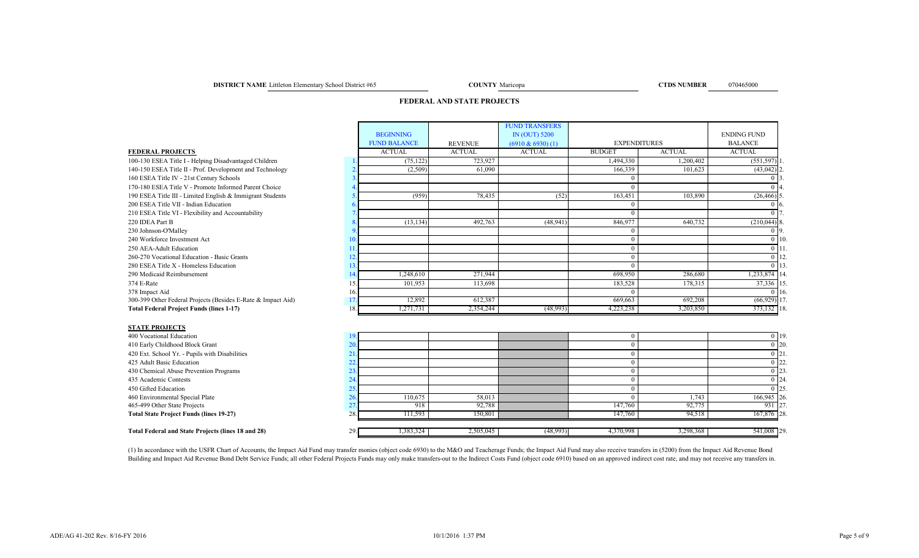**DISTRICT NAME** Littleton Elementary School District #65 **COUNTY** Maricopa **CTDS NUMBER** 070465000

## FEDERAL AND STATE PROJECTS

| | | BEGINNING FUND BALANCE | REVENUE | FUND TRANSFERS IN (OUT) 5200 (6910 & 6930) (1) | EXPENDITURES | | ENDING FUND BALANCE | |
|---|---|---|---|---|---|---|---|---|
| **FEDERAL PROJECTS** | | ACTUAL | ACTUAL | ACTUAL | BUDGET | ACTUAL | ACTUAL | |
| 100-130 ESEA Title I - Helping Disadvantaged Children | 1. | (75,122) | 723,927 | | 1,494,330 | 1,200,402 | (551,597) | 1. |
| 140-150 ESEA Title II - Prof. Development and Technology | 2. | (2,509) | 61,090 | | 166,339 | 101,623 | (43,042) | 2. |
| 160 ESEA Title IV - 21st Century Schools | 3. | | | | 0 | | 0 | 3. |
| 170-180 ESEA Title V - Promote Informed Parent Choice | 4. | | | | 0 | | 0 | 4. |
| 190 ESEA Title III - Limited English & Immigrant Students | 5. | (959) | 78,435 | (52) | 163,451 | 103,890 | (26,466) | 5. |
| 200 ESEA Title VII - Indian Education | 6. | | | | 0 | | 0 | 6. |
| 210 ESEA Title VI - Flexibility and Accountability | 7. | | | | 0 | | 0 | 7. |
| 220 IDEA Part B | 8. | (13,134) | 492,763 | (48,941) | 846,977 | 640,732 | (210,044) | 8. |
| 230 Johnson-O'Malley | 9. | | | | 0 | | 0 | 9. |
| 240 Workforce Investment Act | 10. | | | | 0 | | 0 | 10. |
| 250 AEA-Adult Education | 11. | | | | 0 | | 0 | 11. |
| 260-270 Vocational Education - Basic Grants | 12. | | | | 0 | | 0 | 12. |
| 280 ESEA Title X - Homeless Education | 13. | | | | 0 | | 0 | 13. |
| 290 Medicaid Reimbursement | 14. | 1,248,610 | 271,944 | | 698,950 | 286,680 | 1,233,874 | 14. |
| 374 E-Rate | 15. | 101,953 | 113,698 | | 183,528 | 178,315 | 37,336 | 15. |
| 378 Impact Aid | 16. | | | | 0 | | 0 | 16. |
| 300-399 Other Federal Projects (Besides E-Rate & Impact Aid) | 17. | 12,892 | 612,387 | | 669,663 | 692,208 | (66,929) | 17. |
| **Total Federal Project Funds (lines 1-17)** | 18. | 1,271,731 | 2,354,244 | (48,993) | 4,223,238 | 3,203,850 | 373,132 | 18. |
| **STATE PROJECTS** | | | | | | | | |
| 400 Vocational Education | 19. | | | | 0 | | 0 | 19. |
| 410 Early Childhood Block Grant | 20. | | | | 0 | | 0 | 20. |
| 420 Ext. School Yr. - Pupils with Disabilities | 21. | | | | 0 | | 0 | 21. |
| 425 Adult Basic Education | 22. | | | | 0 | | 0 | 22. |
| 430 Chemical Abuse Prevention Programs | 23. | | | | 0 | | 0 | 23. |
| 435 Academic Contests | 24. | | | | 0 | | 0 | 24. |
| 450 Gifted Education | 25. | | | | 0 | | 0 | 25. |
| 460 Environmental Special Plate | 26. | 110,675 | 58,013 | | 0 | 1,743 | 166,945 | 26. |
| 465-499 Other State Projects | 27. | 918 | 92,788 | | 147,760 | 92,775 | 931 | 27. |
| **Total State Project Funds (lines 19-27)** | 28. | 111,593 | 150,801 | | 147,760 | 94,518 | 167,876 | 28. |
| **Total Federal and State Projects (lines 18 and 28)** | 29. | 1,383,324 | 2,505,045 | (48,993) | 4,370,998 | 3,298,368 | 541,008 | 29. |

(1) In accordance with the USFR Chart of Accounts, the Impact Aid Fund may transfer monies (object code 6930) to the M&O and Teacherage Funds; the Impact Aid Fund may also receive transfers in (5200) from the Impact Aid Revenue Bond Building and Impact Aid Revenue Bond Debt Service Funds; all other Federal Projects Funds may only make transfers-out to the Indirect Costs Fund (object code 6910) based on an approved indirect cost rate, and may not receive any transfers in.

ADE/AG 41-202 Rev. 8/16-FY 2016 10/1/2016 1:37 PM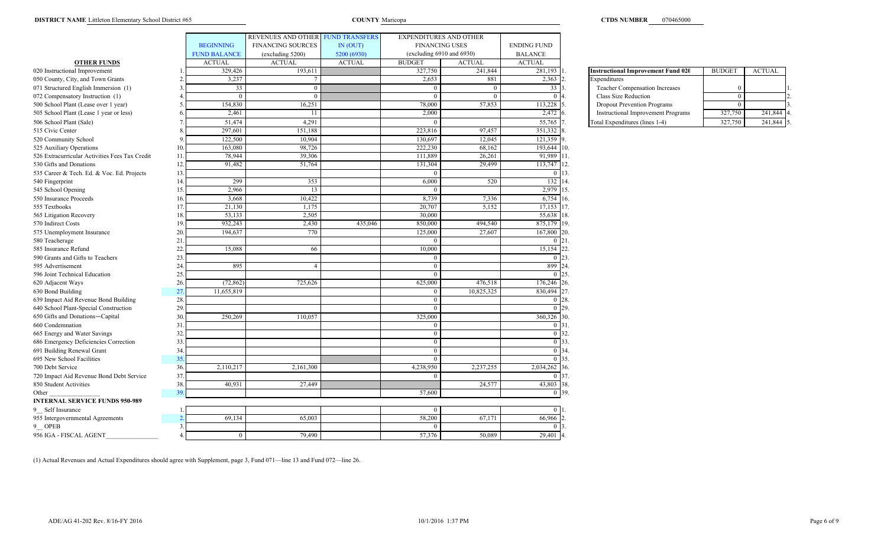**DISTRICT NAME** Littleton Elementary School District #65 **COUNTY** Maricopa **CTDS NUMBER** 070465000

| OTHER FUNDS | | BEGINNING FUND BALANCE | REVENUES AND OTHER FINANCING SOURCES (excluding 5200) | FUND TRANSFERS IN (OUT) 5200 (6930) | EXPENDITURES AND OTHER FINANCING USES (excluding 6910 and 6930) | | ENDING FUND BALANCE | |
|---|---|---|---|---|---|---|---|---|
| | | ACTUAL | ACTUAL | ACTUAL | BUDGET | ACTUAL | ACTUAL | |
| 020 Instructional Improvement | 1. | 329,426 | 193,611 | | 327,750 | 241,844 | 281,193 | 1. |
| 050 County, City, and Town Grants | 2. | 3,237 | 7 | | 2,653 | 881 | 2,363 | 2. |
| 071 Structured English Immersion (1) | 3. | 33 | 0 | | 0 | 0 | 33 | 3. |
| 072 Compensatory Instruction (1) | 4. | 0 | 0 | | 0 | 0 | 0 | 4. |
| 500 School Plant (Lease over 1 year) | 5. | 154,830 | 16,251 | | 78,000 | 57,853 | 113,228 | 5. |
| 505 School Plant (Lease 1 year or less) | 6. | 2,461 | 11 | | 2,000 | | 2,472 | 6. |
| 506 School Plant (Sale) | 7. | 51,474 | 4,291 | | 0 | | 55,765 | 7. |
| 515 Civic Center | 8. | 297,601 | 151,188 | | 223,816 | 97,457 | 351,332 | 8. |
| 520 Community School | 9. | 122,500 | 10,904 | | 130,697 | 12,045 | 121,359 | 9. |
| 525 Auxiliary Operations | 10. | 163,080 | 98,726 | | 222,230 | 68,162 | 193,644 | 10. |
| 526 Extracurricular Activities Fees Tax Credit | 11. | 78,944 | 39,306 | | 111,889 | 26,261 | 91,989 | 11. |
| 530 Gifts and Donations | 12. | 91,482 | 51,764 | | 131,304 | 29,499 | 113,747 | 12. |
| 535 Career & Tech. Ed. & Voc. Ed. Projects | 13. | | | | 0 | | 0 | 13. |
| 540 Fingerprint | 14. | 299 | 353 | | 6,000 | 520 | 132 | 14. |
| 545 School Opening | 15. | 2,966 | 13 | | 0 | | 2,979 | 15. |
| 550 Insurance Proceeds | 16. | 3,668 | 10,422 | | 8,739 | 7,336 | 6,754 | 16. |
| 555 Textbooks | 17. | 21,130 | 1,175 | | 20,707 | 5,152 | 17,153 | 17. |
| 565 Litigation Recovery | 18. | 53,133 | 2,505 | | 30,000 | | 55,638 | 18. |
| 570 Indirect Costs | 19. | 932,243 | 2,430 | 435,046 | 850,000 | 494,540 | 875,179 | 19. |
| 575 Unemployment Insurance | 20. | 194,637 | 770 | | 125,000 | 27,607 | 167,800 | 20. |
| 580 Teacherage | 21. | | | | 0 | | 0 | 21. |
| 585 Insurance Refund | 22. | 15,088 | 66 | | 10,000 | | 15,154 | 22. |
| 590 Grants and Gifts to Teachers | 23. | | | | 0 | | 0 | 23. |
| 595 Advertisement | 24. | 895 | 4 | | 0 | | 899 | 24. |
| 596 Joint Technical Education | 25. | | | | 0 | | 0 | 25. |
| 620 Adjacent Ways | 26. | (72,862) | 725,626 | | 625,000 | 476,518 | 176,246 | 26. |
| 630 Bond Building | 27. | 11,655,819 | | | 0 | 10,825,325 | 830,494 | 27. |
| 639 Impact Aid Revenue Bond Building | 28. | | | | 0 | | 0 | 28. |
| 640 School Plant-Special Construction | 29. | | | | 0 | | 0 | 29. |
| 650 Gifts and Donations—Capital | 30. | 250,269 | 110,057 | | 325,000 | | 360,326 | 30. |
| 660 Condemnation | 31. | | | | 0 | | 0 | 31. |
| 665 Energy and Water Savings | 32. | | | | 0 | | 0 | 32. |
| 686 Emergency Deficiencies Correction | 33. | | | | 0 | | 0 | 33. |
| 691 Building Renewal Grant | 34. | | | | 0 | | 0 | 34. |
| 695 New School Facilities | 35. | | | | 0 | | 0 | 35. |
| 700 Debt Service | 36. | 2,110,217 | 2,161,300 | | 4,238,950 | 2,237,255 | 2,034,262 | 36. |
| 720 Impact Aid Revenue Bond Debt Service | 37. | | | | 0 | | 0 | 37. |
| 850 Student Activities | 38. | 40,931 | 27,449 | | | 24,577 | 43,803 | 38. |
| Other ________________ | 39. | | | | 57,600 | | 0 | 39. |
| **INTERNAL SERVICE FUNDS 950-989** | | | | | | | | |
| 9__ Self Insurance | 1. | | | | 0 | | 0 | 1. |
| 955 Intergovernmental Agreements | 2. | 69,134 | 65,003 | | 58,200 | 67,171 | 66,966 | 2. |
| 9__ OPEB | 3. | | | | 0 | | 0 | 3. |
| 956 IGA - FISCAL AGENT________________ | 4. | 0 | 79,490 | | 57,376 | 50,089 | 29,401 | 4. |

| Instructional Improvement Fund 020 | BUDGET | ACTUAL | |
|---|---|---|---|
| Expenditures | | | |
| Teacher Compensation Increases | 0 | | 1. |
| Class Size Reduction | 0 | | 2. |
| Dropout Prevention Programs | 0 | | 3. |
| Instructional Improvement Programs | 327,750 | 241,844 | 4. |
| Total Expenditures (lines 1-4) | 327,750 | 241,844 | 5. |

(1) Actual Revenues and Actual Expenditures should agree with Supplement, page 3, Fund 071—line 13 and Fund 072—line 26.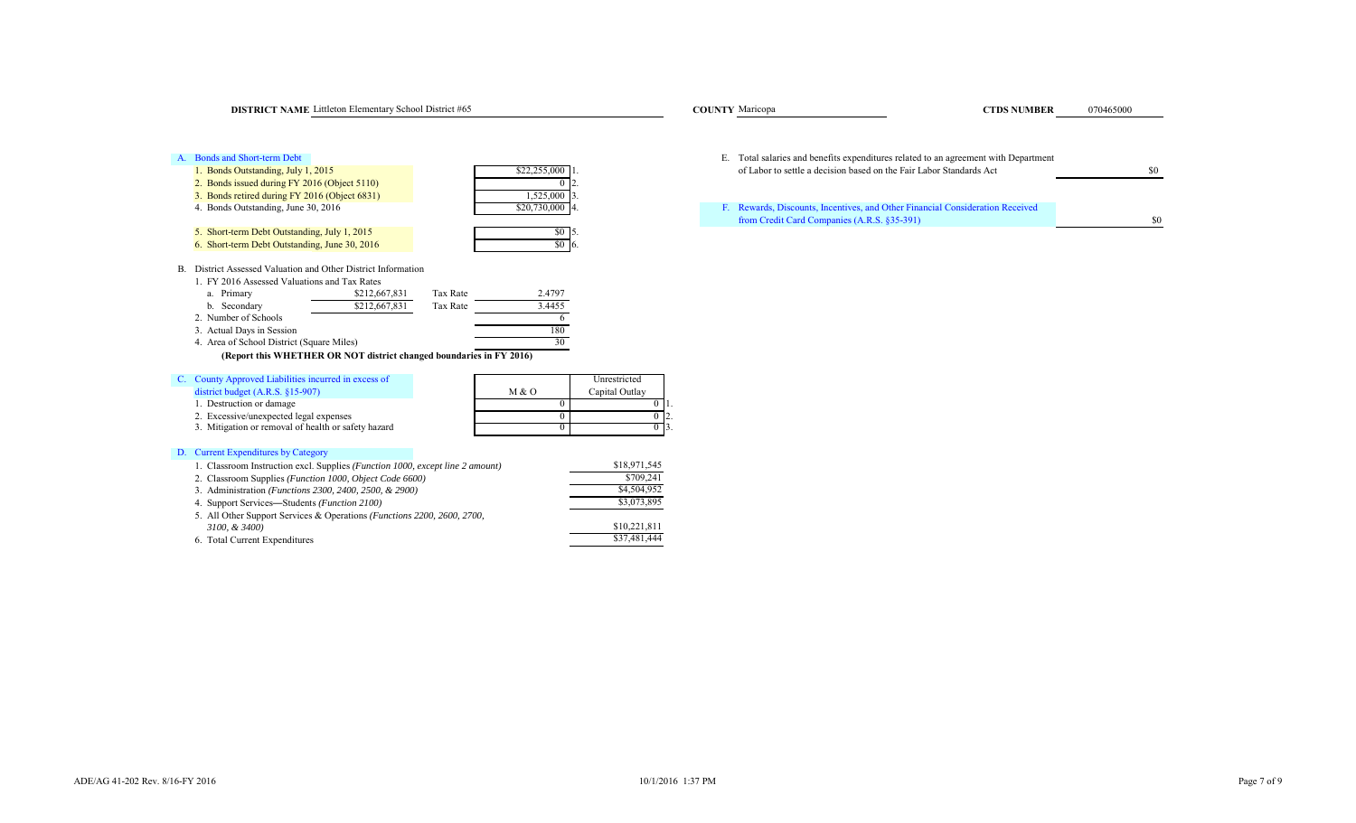**DISTRICT NAME** Littleton Elementary School District #65 **COUNTY** Maricopa **CTDS NUMBER** 070465000

## A. Bonds and Short-term Debt

| | | |
|---|---|---|
| 1. Bonds Outstanding, July 1, 2015 | $22,255,000 | 1. |
| 2. Bonds issued during FY 2016 (Object 5110) | 0 | 2. |
| 3. Bonds retired during FY 2016 (Object 6831) | 1,525,000 | 3. |
| 4. Bonds Outstanding, June 30, 2016 | $20,730,000 | 4. |
| 5. Short-term Debt Outstanding, July 1, 2015 | $0 | 5. |
| 6. Short-term Debt Outstanding, June 30, 2016 | $0 | 6. |

## B. District Assessed Valuation and Other District Information

1. FY 2016 Assessed Valuations and Tax Rates

| | | | |
|---|---|---|---|
| a. Primary | $212,667,831 | Tax Rate | 2.4797 |
| b. Secondary | $212,667,831 | Tax Rate | 3.4455 |

| | |
|---|---|
| 2. Number of Schools | 6 |
| 3. Actual Days in Session | 180 |
| 4. Area of School District (Square Miles) | 30 |

**(Report this WHETHER OR NOT district changed boundaries in FY 2016)**

## C. County Approved Liabilities incurred in excess of district budget (A.R.S. §15-907)

| | M & O | Unrestricted Capital Outlay | |
|---|---|---|---|
| 1. Destruction or damage | 0 | 0 | 1. |
| 2. Excessive/unexpected legal expenses | 0 | 0 | 2. |
| 3. Mitigation or removal of health or safety hazard | 0 | 0 | 3. |

## D. Current Expenditures by Category

| | |
|---|---|
| 1. Classroom Instruction excl. Supplies *(Function 1000, except line 2 amount)* | $18,971,545 |
| 2. Classroom Supplies *(Function 1000, Object Code 6600)* | $709,241 |
| 3. Administration *(Functions 2300, 2400, 2500, & 2900)* | $4,504,952 |
| 4. Support Services—Students *(Function 2100)* | $3,073,895 |
| 5. All Other Support Services & Operations *(Functions 2200, 2600, 2700, 3100, & 3400)* | $10,221,811 |
| 6. Total Current Expenditures | $37,481,444 |

E. Total salaries and benefits expenditures related to an agreement with Department of Labor to settle a decision based on the Fair Labor Standards Act — $0

F. Rewards, Discounts, Incentives, and Other Financial Consideration Received from Credit Card Companies (A.R.S. §35-391) — $0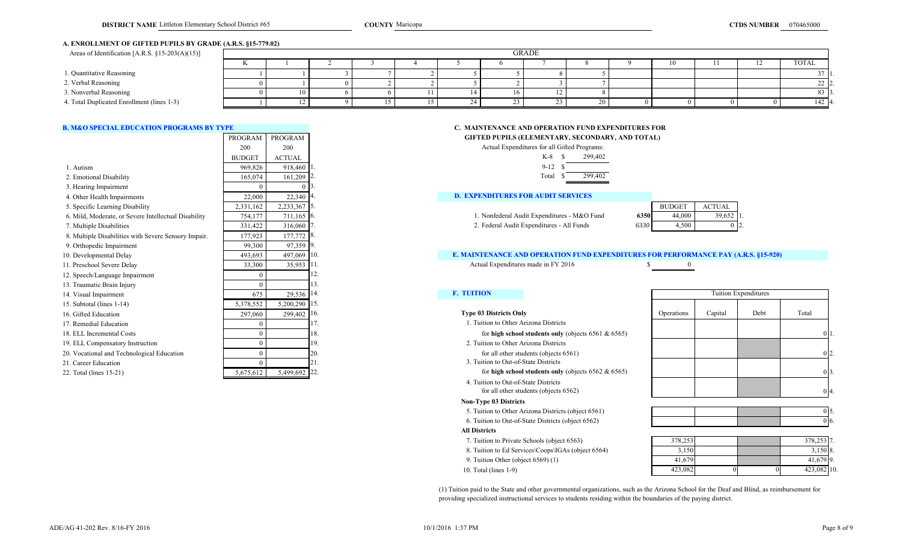**DISTRICT NAME** Littleton Elementary School District #65 **COUNTY** Maricopa **CTDS NUMBER** 070465000

## A. ENROLLMENT OF GIFTED PUPILS BY GRADE (A.R.S. §15-779.02)

| Areas of Identification [A.R.S. §15-203(A)(15)] | K | 1 | 2 | 3 | 4 | 5 | 6 | 7 | 8 | 9 | 10 | 11 | 12 | TOTAL | |
|---|---|---|---|---|---|---|---|---|---|---|---|---|---|---|---|
| 1. Quantitative Reasoning | 1 | 1 | 3 | 7 | 2 | 5 | 5 | 8 | 5 | | | | | 37 | 1. |
| 2. Verbal Reasoning | 0 | 1 | 0 | 2 | 2 | 5 | 2 | 3 | 7 | | | | | 22 | 2. |
| 3. Nonverbal Reasoning | 0 | 10 | 6 | 6 | 11 | 14 | 16 | 12 | 8 | | | | | 83 | 3. |
| 4. Total Duplicated Enrollment (lines 1-3) | 1 | 12 | 9 | 15 | 15 | 24 | 23 | 23 | 20 | 0 | 0 | 0 | 0 | 142 | 4. |

## B. M&O SPECIAL EDUCATION PROGRAMS BY TYPE

| | PROGRAM 200 BUDGET | PROGRAM 200 ACTUAL | |
|---|---|---|---|
| 1. Autism | 969,826 | 918,460 | 1. |
| 2. Emotional Disability | 165,074 | 161,209 | 2. |
| 3. Hearing Impairment | 0 | 0 | 3. |
| 4. Other Health Impairments | 22,000 | 22,340 | 4. |
| 5. Specific Learning Disability | 2,331,162 | 2,233,367 | 5. |
| 6. Mild, Moderate, or Severe Intellectual Disability | 754,177 | 711,165 | 6. |
| 7. Multiple Disabilities | 331,422 | 316,060 | 7. |
| 8. Multiple Disabilities with Severe Sensory Impair. | 177,923 | 177,772 | 8. |
| 9. Orthopedic Impairment | 99,300 | 97,359 | 9. |
| 10. Developmental Delay | 493,693 | 497,069 | 10. |
| 11. Preschool Severe Delay | 33,300 | 35,953 | 11. |
| 12. Speech/Language Impairment | 0 | | 12. |
| 13. Traumatic Brain Injury | 0 | | 13. |
| 14. Visual Impairment | 675 | 29,536 | 14. |
| 15. Subtotal (lines 1-14) | 5,378,552 | 5,200,290 | 15. |
| 16. Gifted Education | 297,060 | 299,402 | 16. |
| 17. Remedial Education | 0 | | 17. |
| 18. ELL Incremental Costs | 0 | | 18. |
| 19. ELL Compensatory Instruction | 0 | | 19. |
| 20. Vocational and Technological Education | 0 | | 20. |
| 21. Career Education | 0 | | 21. |
| 22. Total (lines 15-21) | 5,675,612 | 5,499,692 | 22. |

## C. MAINTENANCE AND OPERATION FUND EXPENDITURES FOR GIFTED PUPILS (ELEMENTARY, SECONDARY, AND TOTAL)

Actual Expenditures for all Gifted Programs:

| | |
|---|---|
| K-8 | $ 299,402 |
| 9-12 | $ |
| Total | $ 299,402 |

## D. EXPENDITURES FOR AUDIT SERVICES

| | | BUDGET | ACTUAL | |
|---|---|---|---|---|
| 1. Nonfederal Audit Expenditures - M&O Fund | 6350 | 44,000 | 39,652 | 1. |
| 2. Federal Audit Expenditures - All Funds | 6330 | 4,500 | 0 | 2. |

## E. MAINTENANCE AND OPERATION FUND EXPENDITURES FOR PERFORMANCE PAY (A.R.S. §15-920)

Actual Expenditures made in FY 2016 $ 0

## F. TUITION

| | Operations | Capital | Debt | Total | |
|---|---|---|---|---|---|
| **Type 03 Districts Only** | | | | | |
| 1. Tuition to Other Arizona Districts for **high school students only** (objects 6561 & 6565) | | | | 0 | 1. |
| 2. Tuition to Other Arizona Districts for all other students (objects 6561) | | | | 0 | 2. |
| 3. Tuition to Out-of-State Districts for **high school students only** (objects 6562 & 6565) | | | | 0 | 3. |
| 4. Tuition to Out-of-State Districts for all other students (objects 6562) | | | | 0 | 4. |
| **Non-Type 03 Districts** | | | | | |
| 5. Tuition to Other Arizona Districts (object 6561) | | | | 0 | 5. |
| 6. Tuition to Out-of-State Districts (object 6562) | | | | 0 | 6. |
| **All Districts** | | | | | |
| 7. Tuition to Private Schools (object 6563) | 378,253 | | | 378,253 | 7. |
| 8. Tuition to Ed Services\Coops\IGAs (object 6564) | 3,150 | | | 3,150 | 8. |
| 9. Tuition Other (object 6569) (1) | 41,679 | | | 41,679 | 9. |
| 10. Total (lines 1-9) | 423,082 | 0 | 0 | 423,082 | 10. |

(1) Tuition paid to the State and other governmental organizations, such as the Arizona School for the Deaf and Blind, as reimbursement for providing specialized instructional services to students residing within the boundaries of the paying district.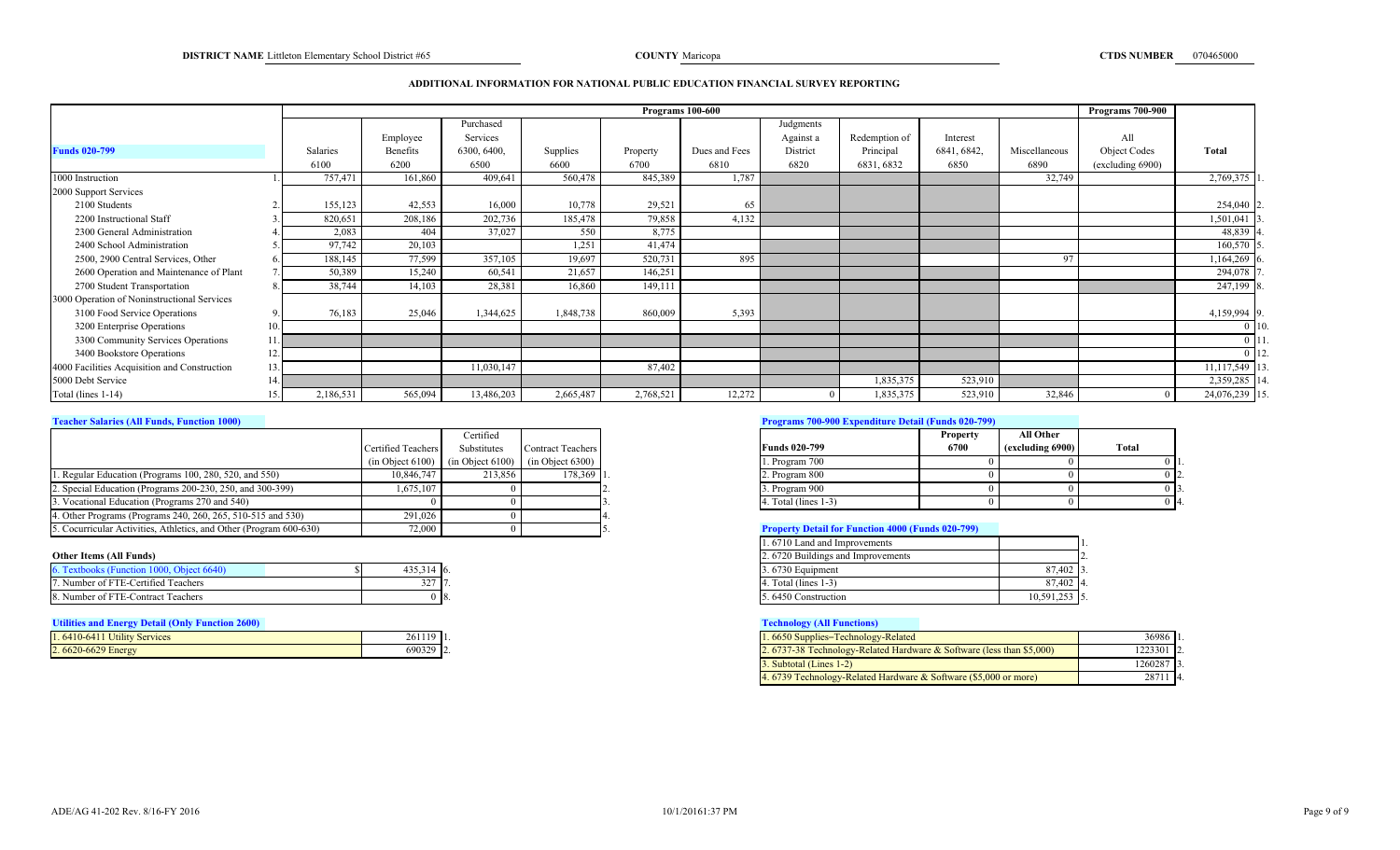**DISTRICT NAME** Littleton Elementary School District #65 **COUNTY** Maricopa **CTDS NUMBER** 070465000

# ADDITIONAL INFORMATION FOR NATIONAL PUBLIC EDUCATION FINANCIAL SURVEY REPORTING

| | | Programs 100-600 | | | | | | | | | | Programs 700-900 | |
|---|---|---|---|---|---|---|---|---|---|---|---|---|---|
| **Funds 020-799** | | Salaries 6100 | Employee Benefits 6200 | Purchased Services 6300, 6400, 6500 | Supplies 6600 | Property 6700 | Dues and Fees 6810 | Judgments Against a District 6820 | Redemption of Principal 6831, 6832 | Interest 6841, 6842, 6850 | Miscellaneous 6890 | All Object Codes (excluding 6900) | Total |
| 1000 Instruction | 1. | 757,471 | 161,860 | 409,641 | 560,478 | 845,389 | 1,787 | | | | 32,749 | | 2,769,375 1. |
| 2000 Support Services | | | | | | | | | | | | | |
| 2100 Students | 2. | 155,123 | 42,553 | 16,000 | 10,778 | 29,521 | 65 | | | | | | 254,040 2. |
| 2200 Instructional Staff | 3. | 820,651 | 208,186 | 202,736 | 185,478 | 79,858 | 4,132 | | | | | | 1,501,041 3. |
| 2300 General Administration | 4. | 2,083 | 404 | 37,027 | 550 | 8,775 | | | | | | | 48,839 4. |
| 2400 School Administration | 5. | 97,742 | 20,103 | | 1,251 | 41,474 | | | | | | | 160,570 5. |
| 2500, 2900 Central Services, Other | 6. | 188,145 | 77,599 | 357,105 | 19,697 | 520,731 | 895 | | | | 97 | | 1,164,269 6. |
| 2600 Operation and Maintenance of Plant | 7. | 50,389 | 15,240 | 60,541 | 21,657 | 146,251 | | | | | | | 294,078 7. |
| 2700 Student Transportation | 8. | 38,744 | 14,103 | 28,381 | 16,860 | 149,111 | | | | | | | 247,199 8. |
| 3000 Operation of Noninstructional Services | | | | | | | | | | | | | |
| 3100 Food Service Operations | 9. | 76,183 | 25,046 | 1,344,625 | 1,848,738 | 860,009 | 5,393 | | | | | | 4,159,994 9. |
| 3200 Enterprise Operations | 10. | | | | | | | | | | | | 0 10. |
| 3300 Community Services Operations | 11. | | | | | | | | | | | | 0 11. |
| 3400 Bookstore Operations | 12. | | | | | | | | | | | | 0 12. |
| 4000 Facilities Acquisition and Construction | 13. | | | 11,030,147 | | 87,402 | | | | | | | 11,117,549 13. |
| 5000 Debt Service | 14. | | | | | | | | 1,835,375 | 523,910 | | | 2,359,285 14. |
| Total (lines 1-14) | 15. | 2,186,531 | 565,094 | 13,486,203 | 2,665,487 | 2,768,521 | 12,272 | 0 | 1,835,375 | 523,910 | 32,846 | 0 | 24,076,239 15. |

## Teacher Salaries (All Funds, Function 1000)

| | Certified Teachers (in Object 6100) | Certified Substitutes (in Object 6100) | Contract Teachers (in Object 6300) | |
|---|---|---|---|---|
| 1. Regular Education (Programs 100, 280, 520, and 550) | 10,846,747 | 213,856 | 178,369 | 1. |
| 2. Special Education (Programs 200-230, 250, and 300-399) | 1,675,107 | 0 | | 2. |
| 3. Vocational Education (Programs 270 and 540) | 0 | 0 | | 3. |
| 4. Other Programs (Programs 240, 260, 265, 510-515 and 530) | 291,026 | 0 | | 4. |
| 5. Cocurricular Activities, Athletics, and Other (Program 600-630) | 72,000 | 0 | | 5. |

## Other Items (All Funds)

| | | |
|---|---|---|
| 6. Textbooks (Function 1000, Object 6640) | $ 435,314 | 6. |
| 7. Number of FTE-Certified Teachers | 327 | 7. |
| 8. Number of FTE-Contract Teachers | 0 | 8. |

## Utilities and Energy Detail (Only Function 2600)

| | | |
|---|---|---|
| 1. 6410-6411 Utility Services | 261119 | 1. |
| 2. 6620-6629 Energy | 690329 | 2. |

## Programs 700-900 Expenditure Detail (Funds 020-799)

| Funds 020-799 | Property 6700 | All Other (excluding 6900) | Total | |
|---|---|---|---|---|
| 1. Program 700 | 0 | 0 | 0 | 1. |
| 2. Program 800 | 0 | 0 | 0 | 2. |
| 3. Program 900 | 0 | 0 | 0 | 3. |
| 4. Total (lines 1-3) | 0 | 0 | 0 | 4. |

## Property Detail for Function 4000 (Funds 020-799)

| | | |
|---|---|---|
| 1. 6710 Land and Improvements | | 1. |
| 2. 6720 Buildings and Improvements | | 2. |
| 3. 6730 Equipment | 87,402 | 3. |
| 4. Total (lines 1-3) | 87,402 | 4. |
| 5. 6450 Construction | 10,591,253 | 5. |

## Technology (All Functions)

| | | |
|---|---|---|
| 1. 6650 Supplies--Technology-Related | 36986 | 1. |
| 2. 6737-38 Technology-Related Hardware & Software (less than $5,000) | 1223301 | 2. |
| 3. Subtotal (Lines 1-2) | 1260287 | 3. |
| 4. 6739 Technology-Related Hardware & Software ($5,000 or more) | 28711 | 4. |

ADE/AG 41-202 Rev. 8/16-FY 2016 10/1/2016 1:37 PM